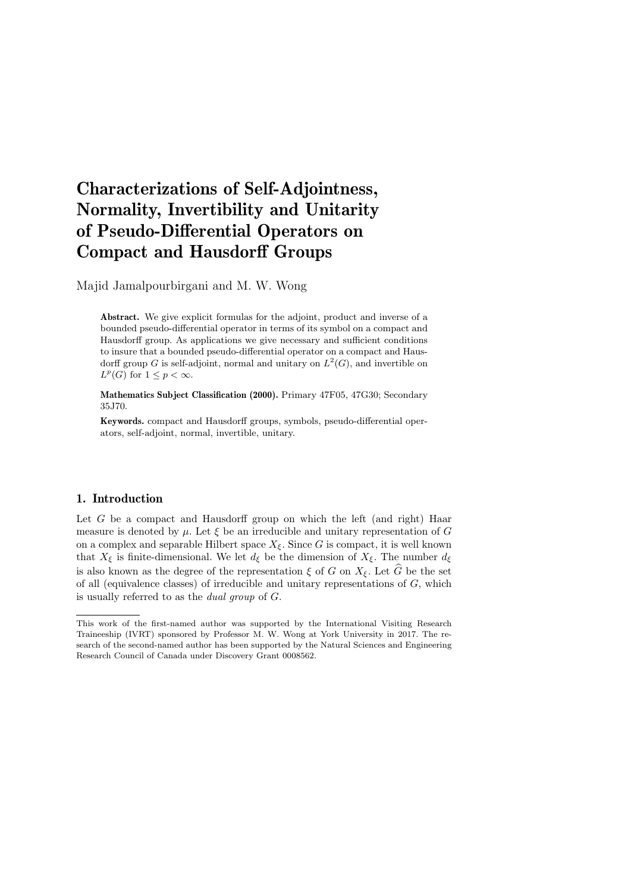# Characterizations of Self-Adjointness, Normality, Invertibility and Unitarity of Pseudo-Differential Operators on Compact and Hausdorff Groups

Majid Jamalpourbirgani and M. W. Wong

**Abstract.** We give explicit formulas for the adjoint, product and inverse of a bounded pseudo-differential operator in terms of its symbol on a compact and Hausdorff group. As applications we give necessary and sufficient conditions to insure that a bounded pseudo-differential operator on a compact and Hausdorff group $G$ is self-adjoint, normal and unitary on $L^2(G)$, and invertible on $L^p(G)$ for $1 \leq p < \infty$.

**Mathematics Subject Classification (2000).** Primary 47F05, 47G30; Secondary 35J70.

**Keywords.** compact and Hausdorff groups, symbols, pseudo-differential operators, self-adjoint, normal, invertible, unitary.

## 1. Introduction

Let $G$ be a compact and Hausdorff group on which the left (and right) Haar measure is denoted by $\mu$. Let $\xi$ be an irreducible and unitary representation of $G$ on a complex and separable Hilbert space $X_\xi$. Since $G$ is compact, it is well known that $X_\xi$ is finite-dimensional. We let $d_\xi$ be the dimension of $X_\xi$. The number $d_\xi$ is also known as the degree of the representation $\xi$ of $G$ on $X_\xi$. Let $\widehat{G}$ be the set of all (equivalence classes) of irreducible and unitary representations of $G$, which is usually referred to as the *dual group* of $G$.

This work of the first-named author was supported by the International Visiting Research Traineeship (IVRT) sponsored by Professor M. W. Wong at York University in 2017. The research of the second-named author has been supported by the Natural Sciences and Engineering Research Council of Canada under Discovery Grant 0008562.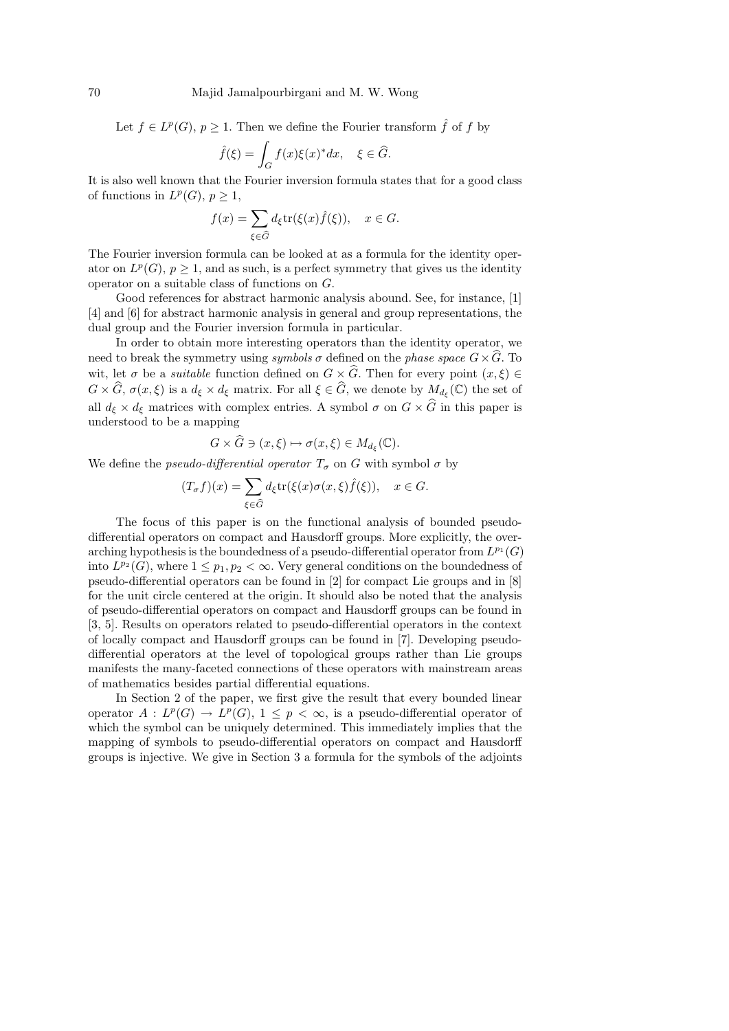Let $f \in L^p(G)$, $p \geq 1$. Then we define the Fourier transform $\hat{f}$ of $f$ by

$$\hat{f}(\xi) = \int_G f(x)\xi(x)^* dx, \quad \xi \in \widehat{G}.$$

It is also well known that the Fourier inversion formula states that for a good class of functions in $L^p(G)$, $p \geq 1$,

$$f(x) = \sum_{\xi \in \widehat{G}} d_\xi \mathrm{tr}(\xi(x)\hat{f}(\xi)), \quad x \in G.$$

The Fourier inversion formula can be looked at as a formula for the identity operator on $L^p(G)$, $p \geq 1$, and as such, is a perfect symmetry that gives us the identity operator on a suitable class of functions on $G$.

Good references for abstract harmonic analysis abound. See, for instance, [1] [4] and [6] for abstract harmonic analysis in general and group representations, the dual group and the Fourier inversion formula in particular.

In order to obtain more interesting operators than the identity operator, we need to break the symmetry using *symbols* $\sigma$ defined on the *phase space* $G \times \widehat{G}$. To wit, let $\sigma$ be a *suitable* function defined on $G \times \widehat{G}$. Then for every point $(x, \xi) \in G \times \widehat{G}$, $\sigma(x, \xi)$ is a $d_\xi \times d_\xi$ matrix. For all $\xi \in \widehat{G}$, we denote by $M_{d_\xi}(\mathbb{C})$ the set of all $d_\xi \times d_\xi$ matrices with complex entries. A symbol $\sigma$ on $G \times \widehat{G}$ in this paper is understood to be a mapping

$$G \times \widehat{G} \ni (x, \xi) \mapsto \sigma(x, \xi) \in M_{d_\xi}(\mathbb{C}).$$

We define the *pseudo-differential operator* $T_\sigma$ on $G$ with symbol $\sigma$ by

$$(T_\sigma f)(x) = \sum_{\xi \in \widehat{G}} d_\xi \mathrm{tr}(\xi(x)\sigma(x, \xi)\hat{f}(\xi)), \quad x \in G.$$

The focus of this paper is on the functional analysis of bounded pseudo-differential operators on compact and Hausdorff groups. More explicitly, the overarching hypothesis is the boundedness of a pseudo-differential operator from $L^{p_1}(G)$ into $L^{p_2}(G)$, where $1 \leq p_1, p_2 < \infty$. Very general conditions on the boundedness of pseudo-differential operators can be found in [2] for compact Lie groups and in [8] for the unit circle centered at the origin. It should also be noted that the analysis of pseudo-differential operators on compact and Hausdorff groups can be found in [3, 5]. Results on operators related to pseudo-differential operators in the context of locally compact and Hausdorff groups can be found in [7]. Developing pseudo-differential operators at the level of topological groups rather than Lie groups manifests the many-faceted connections of these operators with mainstream areas of mathematics besides partial differential equations.

In Section 2 of the paper, we first give the result that every bounded linear operator $A : L^p(G) \to L^p(G)$, $1 \leq p < \infty$, is a pseudo-differential operator of which the symbol can be uniquely determined. This immediately implies that the mapping of symbols to pseudo-differential operators on compact and Hausdorff groups is injective. We give in Section 3 a formula for the symbols of the adjoints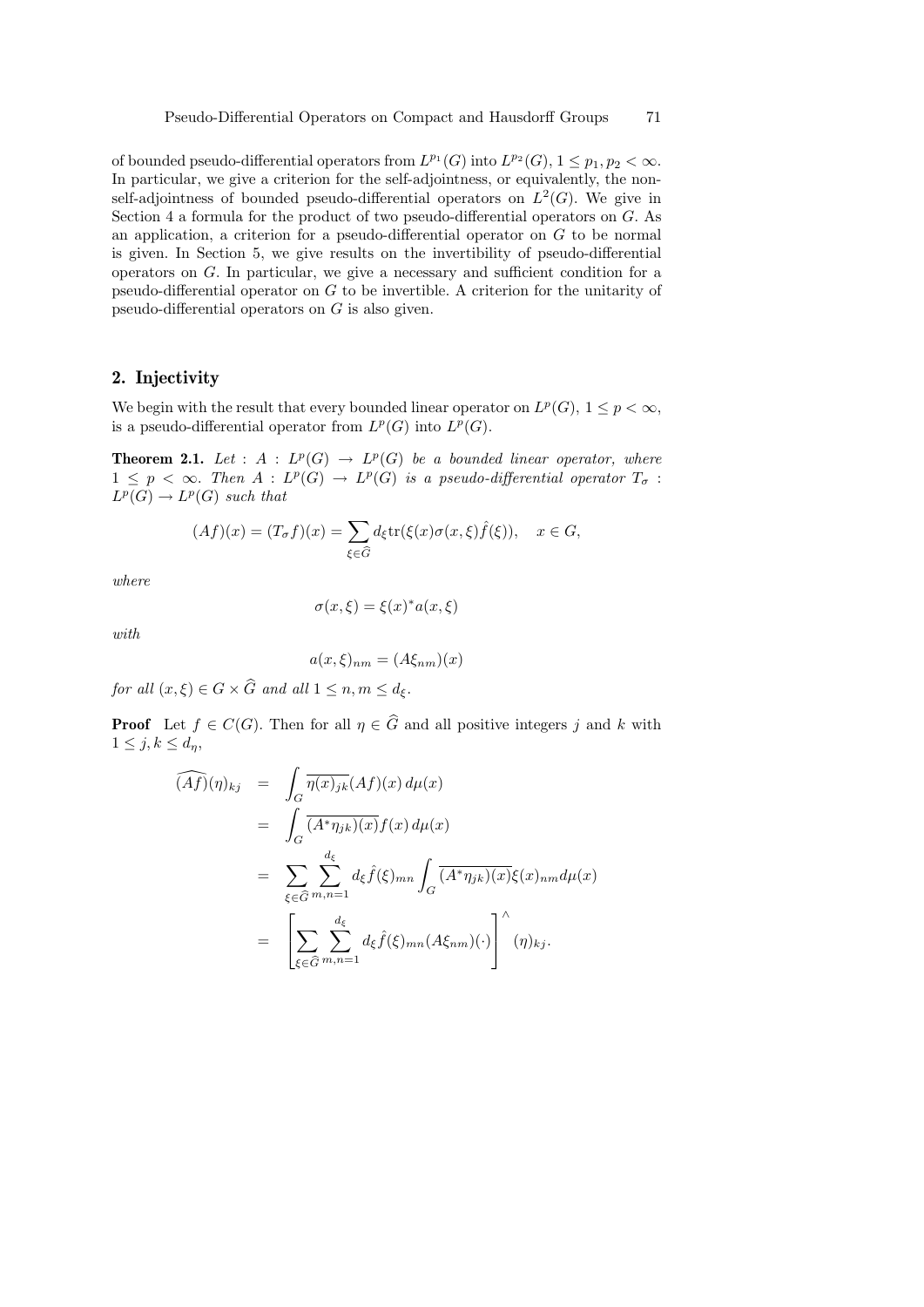of bounded pseudo-differential operators from $L^{p_1}(G)$ into $L^{p_2}(G)$, $1 \leq p_1, p_2 < \infty$. In particular, we give a criterion for the self-adjointness, or equivalently, the non-self-adjointness of bounded pseudo-differential operators on $L^2(G)$. We give in Section 4 a formula for the product of two pseudo-differential operators on $G$. As an application, a criterion for a pseudo-differential operator on $G$ to be normal is given. In Section 5, we give results on the invertibility of pseudo-differential operators on $G$. In particular, we give a necessary and sufficient condition for a pseudo-differential operator on $G$ to be invertible. A criterion for the unitarity of pseudo-differential operators on $G$ is also given.

## 2. Injectivity

We begin with the result that every bounded linear operator on $L^p(G)$, $1 \leq p < \infty$, is a pseudo-differential operator from $L^p(G)$ into $L^p(G)$.

**Theorem 2.1.** *Let : $A : L^p(G) \to L^p(G)$ be a bounded linear operator, where $1 \leq p < \infty$. Then $A : L^p(G) \to L^p(G)$ is a pseudo-differential operator $T_\sigma : L^p(G) \to L^p(G)$ such that*

$$(Af)(x) = (T_\sigma f)(x) = \sum_{\xi \in \widehat{G}} d_\xi \mathrm{tr}(\xi(x)\sigma(x,\xi)\hat{f}(\xi)), \quad x \in G,$$

*where*

$$\sigma(x,\xi) = \xi(x)^* a(x,\xi)$$

*with*

$$a(x,\xi)_{nm} = (A\xi_{nm})(x)$$

*for all $(x,\xi) \in G \times \widehat{G}$ and all $1 \leq n, m \leq d_\xi$.*

**Proof** Let $f \in C(G)$. Then for all $\eta \in \widehat{G}$ and all positive integers $j$ and $k$ with $1 \leq j, k \leq d_\eta$,

$$\begin{aligned}
\widehat{(Af)}(\eta)_{kj} &= \int_G \overline{\eta(x)_{jk}} (Af)(x)\, d\mu(x) \\
&= \int_G \overline{(A^*\eta_{jk})(x)} f(x)\, d\mu(x) \\
&= \sum_{\xi \in \widehat{G}} \sum_{m,n=1}^{d_\xi} d_\xi \hat{f}(\xi)_{mn} \int_G \overline{(A^*\eta_{jk})(x)} \xi(x)_{nm} d\mu(x) \\
&= \left[ \sum_{\xi \in \widehat{G}} \sum_{m,n=1}^{d_\xi} d_\xi \hat{f}(\xi)_{mn} (A\xi_{nm})(\cdot) \right]^{\wedge} (\eta)_{kj}.
\end{aligned}$$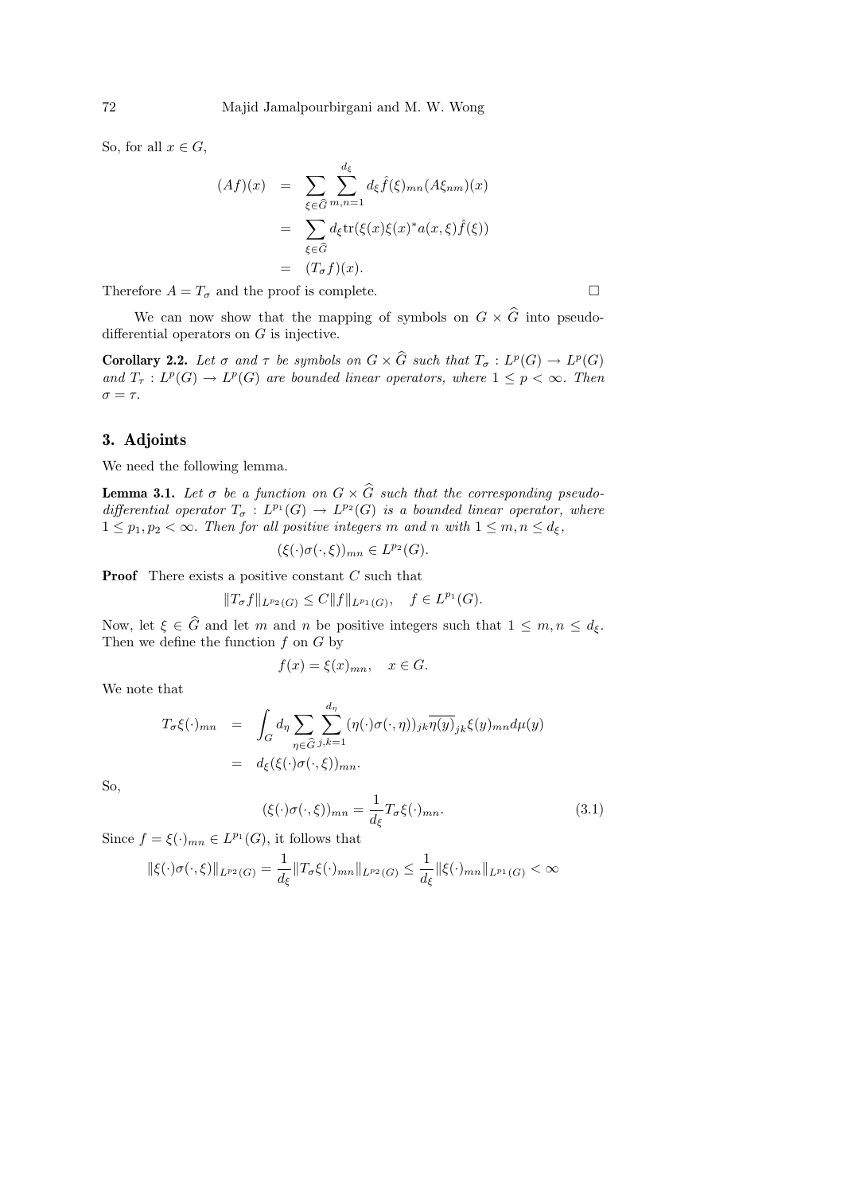So, for all $x \in G$,

$$
\begin{aligned}
(Af)(x) &= \sum_{\xi \in \widehat{G}} \sum_{m,n=1}^{d_\xi} d_\xi \hat{f}(\xi)_{mn} (A\xi_{nm})(x) \\
&= \sum_{\xi \in \widehat{G}} d_\xi \mathrm{tr}(\xi(x)\xi(x)^* a(x,\xi)\hat{f}(\xi)) \\
&= (T_\sigma f)(x).
\end{aligned}
$$

Therefore $A = T_\sigma$ and the proof is complete. □

We can now show that the mapping of symbols on $G \times \widehat{G}$ into pseudo-differential operators on $G$ is injective.

**Corollary 2.2.** *Let $\sigma$ and $\tau$ be symbols on $G \times \widehat{G}$ such that $T_\sigma : L^p(G) \to L^p(G)$ and $T_\tau : L^p(G) \to L^p(G)$ are bounded linear operators, where $1 \le p < \infty$. Then $\sigma = \tau$.*

## 3. Adjoints

We need the following lemma.

**Lemma 3.1.** *Let $\sigma$ be a function on $G \times \widehat{G}$ such that the corresponding pseudo-differential operator $T_\sigma : L^{p_1}(G) \to L^{p_2}(G)$ is a bounded linear operator, where $1 \le p_1, p_2 < \infty$. Then for all positive integers $m$ and $n$ with $1 \le m, n \le d_\xi$,*

$$
(\xi(\cdot)\sigma(\cdot,\xi))_{mn} \in L^{p_2}(G).
$$

**Proof** There exists a positive constant $C$ such that

$$
\|T_\sigma f\|_{L^{p_2}(G)} \le C\|f\|_{L^{p_1}(G)}, \quad f \in L^{p_1}(G).
$$

Now, let $\xi \in \widehat{G}$ and let $m$ and $n$ be positive integers such that $1 \le m, n \le d_\xi$. Then we define the function $f$ on $G$ by

$$
f(x) = \xi(x)_{mn}, \quad x \in G.
$$

We note that

$$
\begin{aligned}
T_\sigma \xi(\cdot)_{mn} &= \int_G d_\eta \sum_{\eta \in \widehat{G}} \sum_{j,k=1}^{d_\eta} (\eta(\cdot)\sigma(\cdot,\eta))_{jk} \overline{\eta(y)}_{jk} \xi(y)_{mn} d\mu(y) \\
&= d_\xi (\xi(\cdot)\sigma(\cdot,\xi))_{mn}.
\end{aligned}
$$

So,

$$
(\xi(\cdot)\sigma(\cdot,\xi))_{mn} = \frac{1}{d_\xi} T_\sigma \xi(\cdot)_{mn}. \tag{3.1}
$$

Since $f = \xi(\cdot)_{mn} \in L^{p_1}(G)$, it follows that

$$
\|\xi(\cdot)\sigma(\cdot,\xi)\|_{L^{p_2}(G)} = \frac{1}{d_\xi} \|T_\sigma \xi(\cdot)_{mn}\|_{L^{p_2}(G)} \le \frac{1}{d_\xi} \|\xi(\cdot)_{mn}\|_{L^{p_1}(G)} < \infty
$$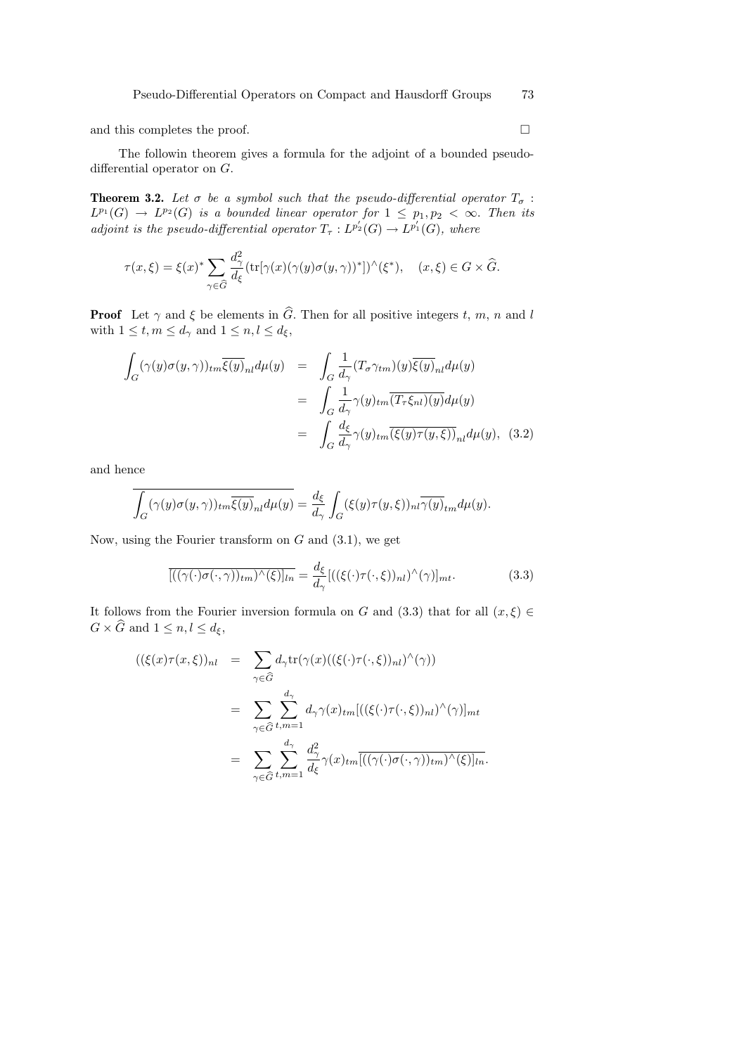and this completes the proof. $\square$

The followin theorem gives a formula for the adjoint of a bounded pseudo-differential operator on $G$.

**Theorem 3.2.** *Let $\sigma$ be a symbol such that the pseudo-differential operator $T_\sigma : L^{p_1}(G) \to L^{p_2}(G)$ is a bounded linear operator for $1 \le p_1, p_2 < \infty$. Then its adjoint is the pseudo-differential operator $T_\tau : L^{p_2'}(G) \to L^{p_1'}(G)$, where*

$$\tau(x, \xi) = \xi(x)^* \sum_{\gamma \in \widehat{G}} \frac{d_\gamma^2}{d_\xi} (\mathrm{tr}[\gamma(x)(\gamma(y)\sigma(y,\gamma))^*])^\wedge(\xi^*), \quad (x, \xi) \in G \times \widehat{G}.$$

**Proof** Let $\gamma$ and $\xi$ be elements in $\widehat{G}$. Then for all positive integers $t$, $m$, $n$ and $l$ with $1 \le t, m \le d_\gamma$ and $1 \le n, l \le d_\xi$,

$$\begin{aligned}
\int_G (\gamma(y)\sigma(y,\gamma))_{tm} \overline{\xi(y)}_{nl} d\mu(y) &= \int_G \frac{1}{d_\gamma} (T_\sigma \gamma_{tm})(y) \overline{\xi(y)}_{nl} d\mu(y) \\
&= \int_G \frac{1}{d_\gamma} \gamma(y)_{tm} \overline{(T_\tau \xi_{nl})(y)} d\mu(y) \\
&= \int_G \frac{d_\xi}{d_\gamma} \gamma(y)_{tm} \overline{(\xi(y)\tau(y,\xi))}_{nl} d\mu(y), \quad (3.2)
\end{aligned}$$

and hence

$$\overline{\int_G (\gamma(y)\sigma(y,\gamma))_{tm} \overline{\xi(y)}_{nl} d\mu(y)} = \frac{d_\xi}{d_\gamma} \int_G (\xi(y)\tau(y,\xi))_{nl} \overline{\gamma(y)}_{tm} d\mu(y).$$

Now, using the Fourier transform on $G$ and (3.1), we get

$$\overline{[((\gamma(\cdot)\sigma(\cdot,\gamma))_{tm})^\wedge(\xi)]_{ln}} = \frac{d_\xi}{d_\gamma} [((\xi(\cdot)\tau(\cdot,\xi))_{nl})^\wedge(\gamma)]_{mt}. \quad (3.3)$$

It follows from the Fourier inversion formula on $G$ and (3.3) that for all $(x, \xi) \in G \times \widehat{G}$ and $1 \le n, l \le d_\xi$,

$$\begin{aligned}
((\xi(x)\tau(x,\xi))_{nl} &= \sum_{\gamma \in \widehat{G}} d_\gamma \mathrm{tr}(\gamma(x)((\xi(\cdot)\tau(\cdot,\xi))_{nl})^\wedge(\gamma)) \\
&= \sum_{\gamma \in \widehat{G}} \sum_{t,m=1}^{d_\gamma} d_\gamma \gamma(x)_{tm} [((\xi(\cdot)\tau(\cdot,\xi))_{nl})^\wedge(\gamma)]_{mt} \\
&= \sum_{\gamma \in \widehat{G}} \sum_{t,m=1}^{d_\gamma} \frac{d_\gamma^2}{d_\xi} \gamma(x)_{tm} \overline{[((\gamma(\cdot)\sigma(\cdot,\gamma))_{tm})^\wedge(\xi)]_{ln}}.
\end{aligned}$$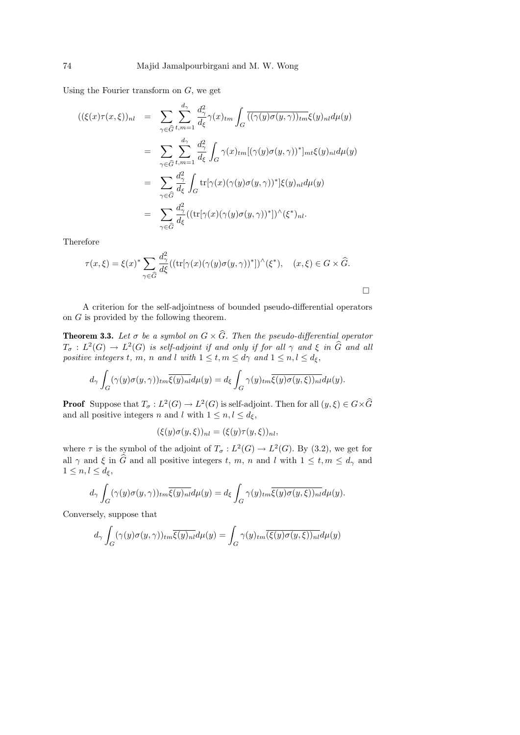Using the Fourier transform on $G$, we get

$$
\begin{aligned}
((\xi(x)\tau(x,\xi))_{nl} &= \sum_{\gamma\in\widehat{G}}\sum_{t,m=1}^{d_\gamma}\frac{d_\gamma^2}{d_\xi}\gamma(x)_{tm}\int_G \overline{((\gamma(y)\sigma(y,\gamma))_{tm}}\xi(y)_{nl}d\mu(y)\\
&= \sum_{\gamma\in\widehat{G}}\sum_{t,m=1}^{d_\gamma}\frac{d_\gamma^2}{d_\xi}\int_G \gamma(x)_{tm}[(\gamma(y)\sigma(y,\gamma))^*]_{mt}\xi(y)_{nl}d\mu(y)\\
&= \sum_{\gamma\in\widehat{G}}\frac{d_\gamma^2}{d_\xi}\int_G \mathrm{tr}[\gamma(x)(\gamma(y)\sigma(y,\gamma))^*]\xi(y)_{nl}d\mu(y)\\
&= \sum_{\gamma\in\widehat{G}}\frac{d_\gamma^2}{d_\xi}((\mathrm{tr}[\gamma(x)(\gamma(y)\sigma(y,\gamma))^*])^\wedge(\xi^*)_{nl}.
\end{aligned}
$$

Therefore

$$
\tau(x,\xi) = \xi(x)^*\sum_{\gamma\in\widehat{G}}\frac{d_\gamma^2}{d\xi}((\mathrm{tr}[\gamma(x)(\gamma(y)\sigma(y,\gamma))^*])^\wedge(\xi^*),\quad (x,\xi)\in G\times\widehat{G}.
$$

□

A criterion for the self-adjointness of bounded pseudo-differential operators on $G$ is provided by the following theorem.

**Theorem 3.3.** *Let $\sigma$ be a symbol on $G\times\widehat{G}$. Then the pseudo-differential operator $T_\sigma : L^2(G)\to L^2(G)$ is self-adjoint if and only if for all $\gamma$ and $\xi$ in $\widehat{G}$ and all positive integers $t$, $m$, $n$ and $l$ with $1\le t,m\le d\gamma$ and $1\le n,l\le d_\xi$,*

$$
d_\gamma\int_G(\gamma(y)\sigma(y,\gamma))_{tm}\overline{\xi(y)_{nl}}d\mu(y) = d_\xi\int_G\gamma(y)_{tm}\overline{\xi(y)\sigma(y,\xi))_{nl}}d\mu(y).
$$

**Proof** Suppose that $T_\sigma : L^2(G)\to L^2(G)$ is self-adjoint. Then for all $(y,\xi)\in G\times\widehat{G}$ and all positive integers $n$ and $l$ with $1\le n,l\le d_\xi$,

$$
(\xi(y)\sigma(y,\xi))_{nl} = (\xi(y)\tau(y,\xi))_{nl},
$$

where $\tau$ is the symbol of the adjoint of $T_\sigma : L^2(G)\to L^2(G)$. By (3.2), we get for all $\gamma$ and $\xi$ in $\widehat{G}$ and all positive integers $t$, $m$, $n$ and $l$ with $1\le t,m\le d_\gamma$ and $1\le n,l\le d_\xi$,

$$
d_\gamma\int_G(\gamma(y)\sigma(y,\gamma))_{tm}\overline{\xi(y)_{nl}}d\mu(y) = d_\xi\int_G\gamma(y)_{tm}\overline{\xi(y)\sigma(y,\xi))_{nl}}d\mu(y).
$$

Conversely, suppose that

$$
d_\gamma\int_G(\gamma(y)\sigma(y,\gamma))_{tm}\overline{\xi(y)_{nl}}d\mu(y) = \int_G\gamma(y)_{tm}\overline{(\xi(y)\sigma(y,\xi))_{nl}}d\mu(y)
$$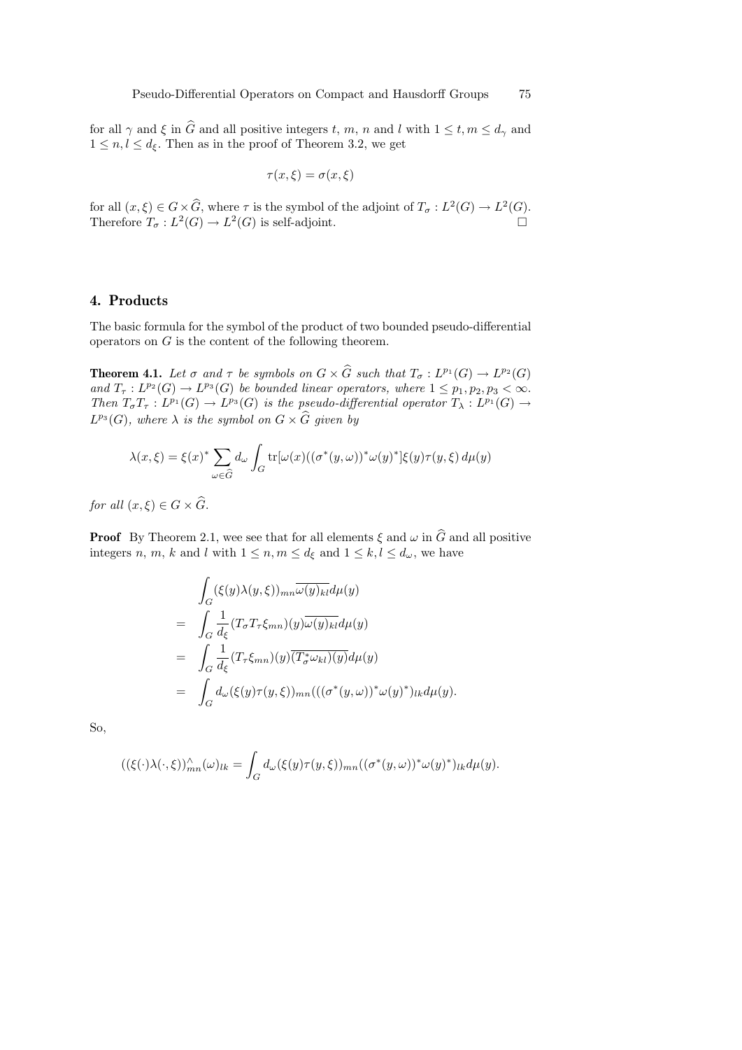for all $\gamma$ and $\xi$ in $\widehat{G}$ and all positive integers $t$, $m$, $n$ and $l$ with $1 \le t, m \le d_\gamma$ and $1 \le n, l \le d_\xi$. Then as in the proof of Theorem 3.2, we get

$$\tau(x,\xi) = \sigma(x,\xi)$$

for all $(x,\xi) \in G \times \widehat{G}$, where $\tau$ is the symbol of the adjoint of $T_\sigma : L^2(G) \to L^2(G)$. Therefore $T_\sigma : L^2(G) \to L^2(G)$ is self-adjoint. $\square$

## 4. Products

The basic formula for the symbol of the product of two bounded pseudo-differential operators on $G$ is the content of the following theorem.

**Theorem 4.1.** *Let $\sigma$ and $\tau$ be symbols on $G \times \widehat{G}$ such that $T_\sigma : L^{p_1}(G) \to L^{p_2}(G)$ and $T_\tau : L^{p_2}(G) \to L^{p_3}(G)$ be bounded linear operators, where $1 \le p_1, p_2, p_3 < \infty$. Then $T_\sigma T_\tau : L^{p_1}(G) \to L^{p_3}(G)$ is the pseudo-differential operator $T_\lambda : L^{p_1}(G) \to L^{p_3}(G)$, where $\lambda$ is the symbol on $G \times \widehat{G}$ given by*

$$\lambda(x,\xi) = \xi(x)^* \sum_{\omega \in \widehat{G}} d_\omega \int_G \mathrm{tr}[\omega(x)((\sigma^*(y,\omega))^* \omega(y)^*] \xi(y) \tau(y,\xi)\, d\mu(y)$$

*for all $(x,\xi) \in G \times \widehat{G}$.*

**Proof** By Theorem 2.1, wee see that for all elements $\xi$ and $\omega$ in $\widehat{G}$ and all positive integers $n$, $m$, $k$ and $l$ with $1 \le n, m \le d_\xi$ and $1 \le k, l \le d_\omega$, we have

$$\begin{aligned}
& \int_G (\xi(y)\lambda(y,\xi))_{mn} \overline{\omega(y)_{kl}} d\mu(y) \\
= \; & \int_G \frac{1}{d_\xi} (T_\sigma T_\tau \xi_{mn})(y) \overline{\omega(y)_{kl}} d\mu(y) \\
= \; & \int_G \frac{1}{d_\xi} (T_\tau \xi_{mn})(y) \overline{(T_\sigma^* \omega_{kl})(y)} d\mu(y) \\
= \; & \int_G d_\omega (\xi(y)\tau(y,\xi))_{mn} (((\sigma^*(y,\omega))^* \omega(y)^*)_{lk} d\mu(y).
\end{aligned}$$

So,

$$((\xi(\cdot)\lambda(\cdot,\xi))^\wedge_{mn}(\omega)_{lk} = \int_G d_\omega (\xi(y)\tau(y,\xi))_{mn} ((\sigma^*(y,\omega))^* \omega(y)^*)_{lk} d\mu(y).$$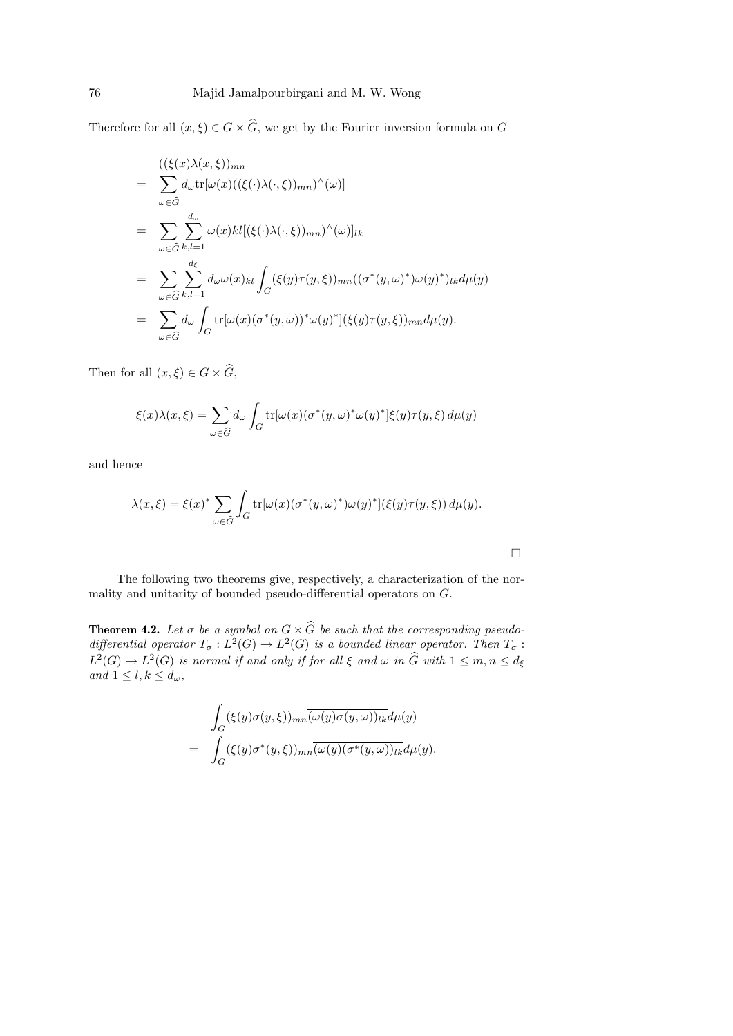Therefore for all $(x, \xi) \in G \times \widehat{G}$, we get by the Fourier inversion formula on $G$

$$
\begin{aligned}
& ((\xi(x)\lambda(x,\xi))_{mn} \\
= & \sum_{\omega \in \widehat{G}} d_\omega \mathrm{tr}[\omega(x)((\xi(\cdot)\lambda(\cdot,\xi))_{mn})^\wedge(\omega)] \\
= & \sum_{\omega \in \widehat{G}} \sum_{k,l=1}^{d_\omega} \omega(x)kl[((\xi(\cdot)\lambda(\cdot,\xi))_{mn})^\wedge(\omega)]_{lk} \\
= & \sum_{\omega \in \widehat{G}} \sum_{k,l=1}^{d_\xi} d_\omega \omega(x)_{kl} \int_G (\xi(y)\tau(y,\xi))_{mn}((\sigma^*(y,\omega)^*)\omega(y)^*)_{lk} d\mu(y) \\
= & \sum_{\omega \in \widehat{G}} d_\omega \int_G \mathrm{tr}[\omega(x)(\sigma^*(y,\omega))^*\omega(y)^*](\xi(y)\tau(y,\xi))_{mn} d\mu(y).
\end{aligned}
$$

Then for all $(x, \xi) \in G \times \widehat{G}$,

$$
\xi(x)\lambda(x,\xi) = \sum_{\omega \in \widehat{G}} d_\omega \int_G \mathrm{tr}[\omega(x)(\sigma^*(y,\omega)^*\omega(y)^*]\xi(y)\tau(y,\xi)\, d\mu(y)
$$

and hence

$$
\lambda(x,\xi) = \xi(x)^* \sum_{\omega \in \widehat{G}} \int_G \mathrm{tr}[\omega(x)(\sigma^*(y,\omega)^*)\omega(y)^*](\xi(y)\tau(y,\xi))\, d\mu(y).
$$

□

The following two theorems give, respectively, a characterization of the normality and unitarity of bounded pseudo-differential operators on $G$.

**Theorem 4.2.** *Let $\sigma$ be a symbol on $G \times \widehat{G}$ be such that the corresponding pseudo-differential operator $T_\sigma : L^2(G) \to L^2(G)$ is a bounded linear operator. Then $T_\sigma : L^2(G) \to L^2(G)$ is normal if and only if for all $\xi$ and $\omega$ in $\widehat{G}$ with $1 \le m, n \le d_\xi$ and $1 \le l, k \le d_\omega$,*

$$
\begin{aligned}
& \int_G (\xi(y)\sigma(y,\xi))_{mn} \overline{(\omega(y)\sigma(y,\omega))_{lk}} d\mu(y) \\
= & \int_G (\xi(y)\sigma^*(y,\xi))_{mn} \overline{(\omega(y)(\sigma^*(y,\omega))_{lk}} d\mu(y).
\end{aligned}
$$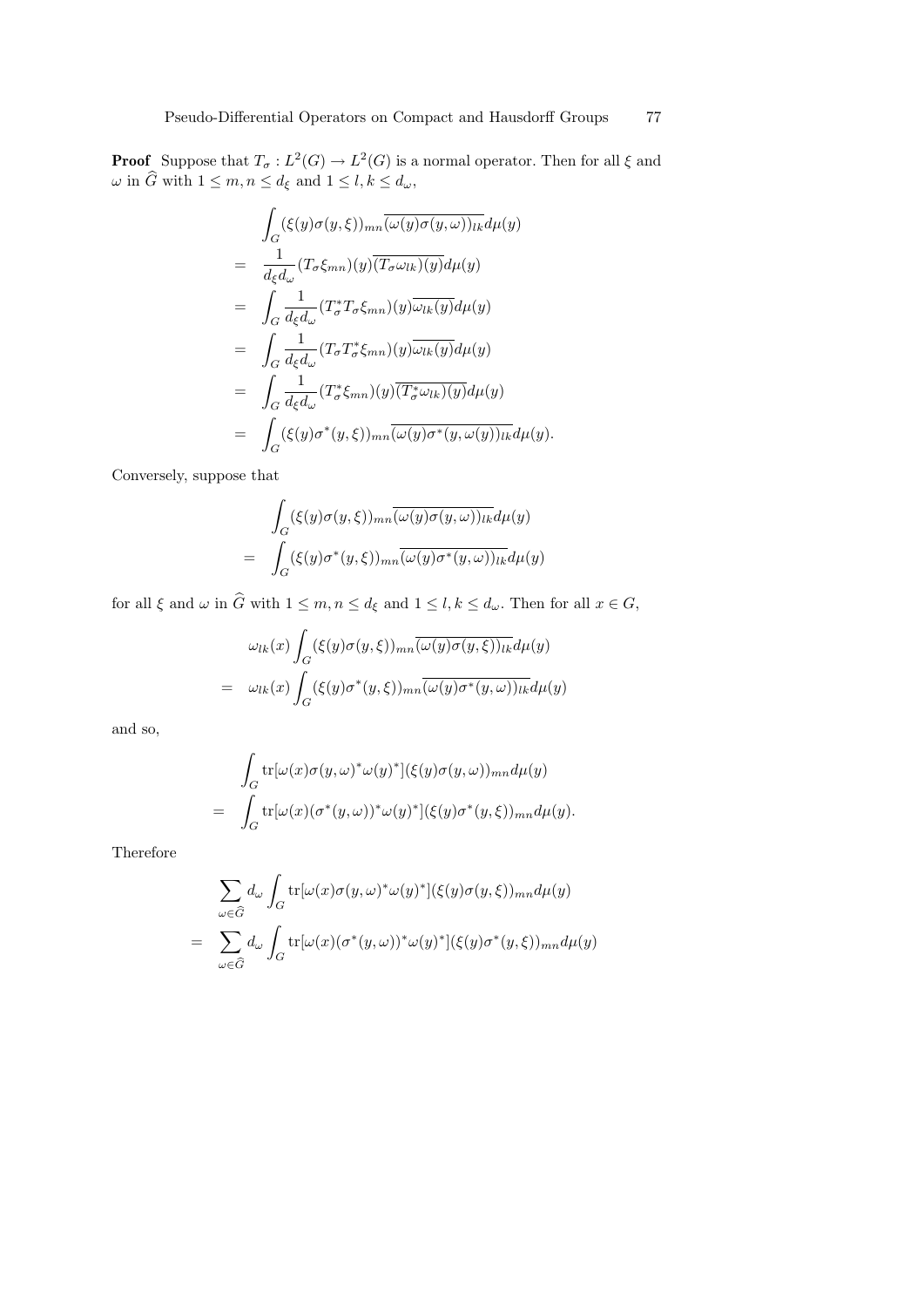**Proof** Suppose that $T_\sigma : L^2(G) \to L^2(G)$ is a normal operator. Then for all $\xi$ and $\omega$ in $\widehat{G}$ with $1 \le m, n \le d_\xi$ and $1 \le l, k \le d_\omega$,

$$
\begin{aligned}
& \int_G (\xi(y)\sigma(y,\xi))_{mn} \overline{(\omega(y)\sigma(y,\omega))_{lk}} d\mu(y) \\
= \;& \frac{1}{d_\xi d_\omega} (T_\sigma \xi_{mn})(y) \overline{(T_\sigma \omega_{lk})(y)} d\mu(y) \\
= \;& \int_G \frac{1}{d_\xi d_\omega} (T_\sigma^* T_\sigma \xi_{mn})(y) \overline{\omega_{lk}(y)} d\mu(y) \\
= \;& \int_G \frac{1}{d_\xi d_\omega} (T_\sigma T_\sigma^* \xi_{mn})(y) \overline{\omega_{lk}(y)} d\mu(y) \\
= \;& \int_G \frac{1}{d_\xi d_\omega} (T_\sigma^* \xi_{mn})(y) \overline{(T_\sigma^* \omega_{lk})(y)} d\mu(y) \\
= \;& \int_G (\xi(y)\sigma^*(y,\xi))_{mn} \overline{(\omega(y)\sigma^*(y,\omega(y))_{lk}} d\mu(y).
\end{aligned}
$$

Conversely, suppose that

$$
\begin{aligned}
& \int_G (\xi(y)\sigma(y,\xi))_{mn} \overline{(\omega(y)\sigma(y,\omega))_{lk}} d\mu(y) \\
= \;& \int_G (\xi(y)\sigma^*(y,\xi))_{mn} \overline{(\omega(y)\sigma^*(y,\omega))_{lk}} d\mu(y)
\end{aligned}
$$

for all $\xi$ and $\omega$ in $\widehat{G}$ with $1 \le m, n \le d_\xi$ and $1 \le l, k \le d_\omega$. Then for all $x \in G$,

$$
\begin{aligned}
& \omega_{lk}(x) \int_G (\xi(y)\sigma(y,\xi))_{mn} \overline{(\omega(y)\sigma(y,\xi))_{lk}} d\mu(y) \\
= \;& \omega_{lk}(x) \int_G (\xi(y)\sigma^*(y,\xi))_{mn} \overline{(\omega(y)\sigma^*(y,\omega))_{lk}} d\mu(y)
\end{aligned}
$$

and so,

$$
\begin{aligned}
& \int_G \mathrm{tr}[\omega(x)\sigma(y,\omega)^* \omega(y)^*] (\xi(y)\sigma(y,\omega))_{mn} d\mu(y) \\
= \;& \int_G \mathrm{tr}[\omega(x)(\sigma^*(y,\omega))^* \omega(y)^*] (\xi(y)\sigma^*(y,\xi))_{mn} d\mu(y).
\end{aligned}
$$

Therefore

$$
\begin{aligned}
& \sum_{\omega \in \widehat{G}} d_\omega \int_G \mathrm{tr}[\omega(x)\sigma(y,\omega)^* \omega(y)^*] (\xi(y)\sigma(y,\xi))_{mn} d\mu(y) \\
= \;& \sum_{\omega \in \widehat{G}} d_\omega \int_G \mathrm{tr}[\omega(x)(\sigma^*(y,\omega))^* \omega(y)^*] (\xi(y)\sigma^*(y,\xi))_{mn} d\mu(y)
\end{aligned}
$$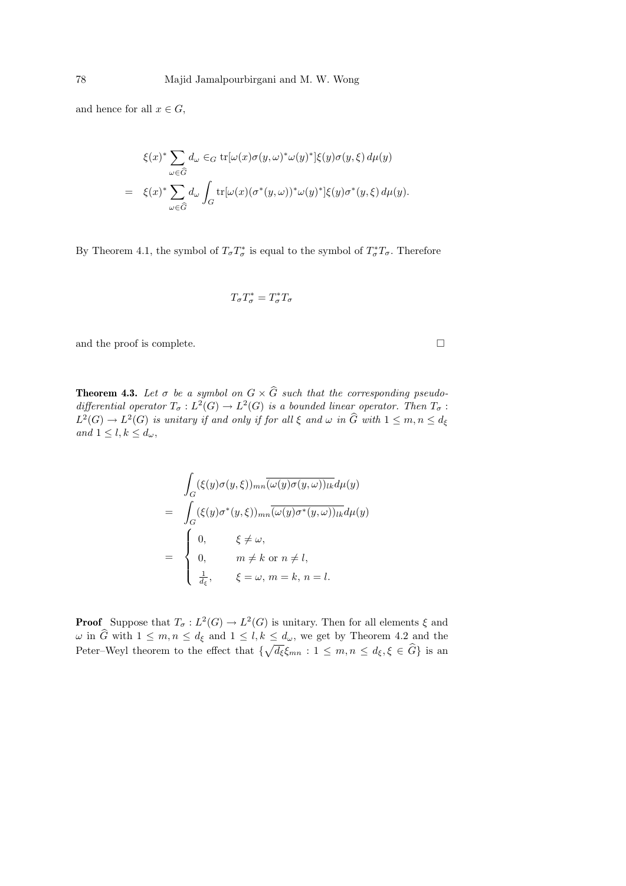and hence for all $x \in G$,

$$
\begin{aligned}
& \xi(x)^* \sum_{\omega \in \widehat{G}} d_\omega \in_G \operatorname{tr}[\omega(x)\sigma(y,\omega)^*\omega(y)^*]\xi(y)\sigma(y,\xi)\, d\mu(y) \\
= \;& \xi(x)^* \sum_{\omega \in \widehat{G}} d_\omega \int_G \operatorname{tr}[\omega(x)(\sigma^*(y,\omega))^*\omega(y)^*]\xi(y)\sigma^*(y,\xi)\, d\mu(y).
\end{aligned}
$$

By Theorem 4.1, the symbol of $T_\sigma T_\sigma^*$ is equal to the symbol of $T_\sigma^* T_\sigma$. Therefore

$$
T_\sigma T_\sigma^* = T_\sigma^* T_\sigma
$$

and the proof is complete. □

**Theorem 4.3.** *Let $\sigma$ be a symbol on $G \times \widehat{G}$ such that the corresponding pseudo-differential operator $T_\sigma : L^2(G) \to L^2(G)$ is a bounded linear operator. Then $T_\sigma : L^2(G) \to L^2(G)$ is unitary if and only if for all $\xi$ and $\omega$ in $\widehat{G}$ with $1 \le m, n \le d_\xi$ and $1 \le l, k \le d_\omega$,*

$$
\begin{aligned}
& \int_G (\xi(y)\sigma(y,\xi))_{mn} \overline{(\omega(y)\sigma(y,\omega))_{lk}} d\mu(y) \\
= \;& \int_G (\xi(y)\sigma^*(y,\xi))_{mn} \overline{(\omega(y)\sigma^*(y,\omega))_{lk}} d\mu(y) \\
= \;& \begin{cases} 0, & \xi \neq \omega, \\ 0, & m \neq k \text{ or } n \neq l, \\ \frac{1}{d_\xi}, & \xi = \omega,\ m = k,\ n = l. \end{cases}
\end{aligned}
$$

**Proof** Suppose that $T_\sigma : L^2(G) \to L^2(G)$ is unitary. Then for all elements $\xi$ and $\omega$ in $\widehat{G}$ with $1 \le m, n \le d_\xi$ and $1 \le l, k \le d_\omega$, we get by Theorem 4.2 and the Peter–Weyl theorem to the effect that $\{\sqrt{d_\xi}\xi_{mn} : 1 \le m, n \le d_\xi, \xi \in \widehat{G}\}$ is an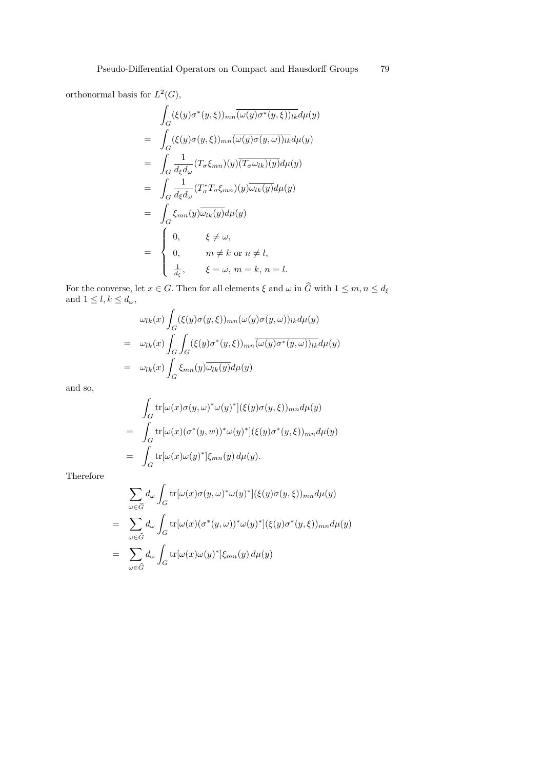orthonormal basis for $L^2(G)$,

$$
\begin{aligned}
& \int_G (\xi(y)\sigma^*(y,\xi))_{mn}\overline{(\omega(y)\sigma^*(y,\xi))_{lk}}d\mu(y) \\
= & \int_G (\xi(y)\sigma(y,\xi))_{mn}\overline{(\omega(y)\sigma(y,\omega))_{lk}}d\mu(y) \\
= & \int_G \frac{1}{d_\xi d_\omega}(T_\sigma \xi_{mn})(y)\overline{(T_\sigma \omega_{lk})(y)}d\mu(y) \\
= & \int_G \frac{1}{d_\xi d_\omega}(T_\sigma^* T_\sigma \xi_{mn})(y)\overline{\omega_{lk}(y)}d\mu(y) \\
= & \int_G \xi_{mn}(y)\overline{\omega_{lk}(y)}d\mu(y) \\
= & \begin{cases} 0, & \xi \neq \omega, \\ 0, & m \neq k \text{ or } n \neq l, \\ \frac{1}{d_\xi}, & \xi = \omega,\, m = k,\, n = l. \end{cases}
\end{aligned}
$$

For the converse, let $x \in G$. Then for all elements $\xi$ and $\omega$ in $\widehat{G}$ with $1 \leq m, n \leq d_\xi$ and $1 \leq l, k \leq d_\omega$,

$$
\begin{aligned}
& \omega_{lk}(x)\int_G (\xi(y)\sigma(y,\xi))_{mn}\overline{(\omega(y)\sigma(y,\omega))_{lk}}d\mu(y) \\
= & \omega_{lk}(x)\int_G \int_G (\xi(y)\sigma^*(y,\xi))_{mn}\overline{(\omega(y)\sigma^*(y,\omega))_{lk}}d\mu(y) \\
= & \omega_{lk}(x)\int_G \xi_{mn}(y)\overline{\omega_{lk}(y)}d\mu(y)
\end{aligned}
$$

and so,

$$
\begin{aligned}
& \int_G \mathrm{tr}[\omega(x)\sigma(y,\omega)^*\omega(y)^*](\xi(y)\sigma(y,\xi))_{mn}d\mu(y) \\
= & \int_G \mathrm{tr}[\omega(x)(\sigma^*(y,w))^*\omega(y)^*](\xi(y)\sigma^*(y,\xi))_{mn}d\mu(y) \\
= & \int_G \mathrm{tr}[\omega(x)\omega(y)^*]\xi_{mn}(y)\,d\mu(y).
\end{aligned}
$$

Therefore

$$
\begin{aligned}
& \sum_{\omega\in\widehat{G}} d_\omega \int_G \mathrm{tr}[\omega(x)\sigma(y,\omega)^*\omega(y)^*](\xi(y)\sigma(y,\xi))_{mn}d\mu(y) \\
= & \sum_{\omega\in\widehat{G}} d_\omega \int_G \mathrm{tr}[\omega(x)(\sigma^*(y,\omega))^*\omega(y)^*](\xi(y)\sigma^*(y,\xi))_{mn}d\mu(y) \\
= & \sum_{\omega\in\widehat{G}} d_\omega \int_G \mathrm{tr}[\omega(x)\omega(y)^*]\xi_{mn}(y)\,d\mu(y)
\end{aligned}
$$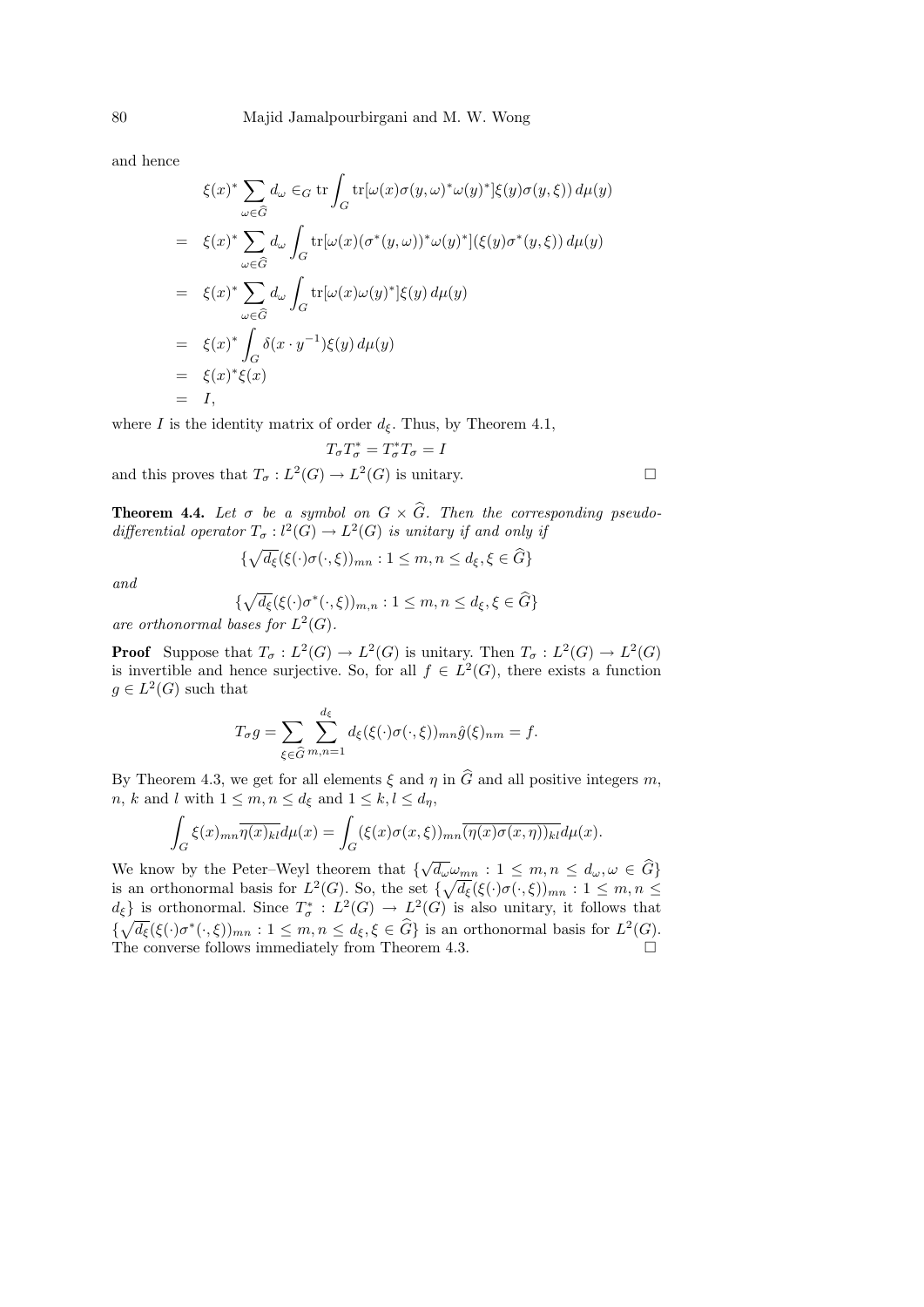and hence

$$
\begin{aligned}
& \xi(x)^* \sum_{\omega \in \widehat{G}} d_\omega \in_G \operatorname{tr} \int_G \operatorname{tr}[\omega(x)\sigma(y,\omega)^*\omega(y)^*]\xi(y)\sigma(y,\xi))\, d\mu(y) \\
= \;& \xi(x)^* \sum_{\omega \in \widehat{G}} d_\omega \int_G \operatorname{tr}[\omega(x)(\sigma^*(y,\omega))^*\omega(y)^*](\xi(y)\sigma^*(y,\xi))\, d\mu(y) \\
= \;& \xi(x)^* \sum_{\omega \in \widehat{G}} d_\omega \int_G \operatorname{tr}[\omega(x)\omega(y)^*]\xi(y)\, d\mu(y) \\
= \;& \xi(x)^* \int_G \delta(x \cdot y^{-1})\xi(y)\, d\mu(y) \\
= \;& \xi(x)^*\xi(x) \\
= \;& I,
\end{aligned}
$$

where $I$ is the identity matrix of order $d_\xi$. Thus, by Theorem 4.1,

$$
T_\sigma T_\sigma^* = T_\sigma^* T_\sigma = I
$$

and this proves that $T_\sigma : L^2(G) \to L^2(G)$ is unitary. □

**Theorem 4.4.** *Let $\sigma$ be a symbol on $G \times \widehat{G}$. Then the corresponding pseudo-differential operator $T_\sigma : l^2(G) \to L^2(G)$ is unitary if and only if*

$$
\{\sqrt{d_\xi}(\xi(\cdot)\sigma(\cdot,\xi))_{mn} : 1 \le m, n \le d_\xi, \xi \in \widehat{G}\}
$$

*and*

$$
\{\sqrt{d_\xi}(\xi(\cdot)\sigma^*(\cdot,\xi))_{m,n} : 1 \le m, n \le d_\xi, \xi \in \widehat{G}\}
$$

*are orthonormal bases for $L^2(G)$.*

**Proof** Suppose that $T_\sigma : L^2(G) \to L^2(G)$ is unitary. Then $T_\sigma : L^2(G) \to L^2(G)$ is invertible and hence surjective. So, for all $f \in L^2(G)$, there exists a function $g \in L^2(G)$ such that

$$
T_\sigma g = \sum_{\xi \in \widehat{G}} \sum_{m,n=1}^{d_\xi} d_\xi (\xi(\cdot)\sigma(\cdot,\xi))_{mn} \hat{g}(\xi)_{nm} = f.
$$

By Theorem 4.3, we get for all elements $\xi$ and $\eta$ in $\widehat{G}$ and all positive integers $m$, $n$, $k$ and $l$ with $1 \le m, n \le d_\xi$ and $1 \le k, l \le d_\eta$,

$$
\int_G \xi(x)_{mn}\overline{\eta(x)_{kl}} d\mu(x) = \int_G (\xi(x)\sigma(x,\xi))_{mn}\overline{(\eta(x)\sigma(x,\eta))_{kl}} d\mu(x).
$$

We know by the Peter–Weyl theorem that $\{\sqrt{d_\omega}\omega_{mn} : 1 \le m, n \le d_\omega, \omega \in \widehat{G}\}$ is an orthonormal basis for $L^2(G)$. So, the set $\{\sqrt{d_\xi}(\xi(\cdot)\sigma(\cdot,\xi))_{mn} : 1 \le m, n \le d_\xi\}$ is orthonormal. Since $T_\sigma^* : L^2(G) \to L^2(G)$ is also unitary, it follows that $\{\sqrt{d_\xi}(\xi(\cdot)\sigma^*(\cdot,\xi))_{mn} : 1 \le m, n \le d_\xi, \xi \in \widehat{G}\}$ is an orthonormal basis for $L^2(G)$. The converse follows immediately from Theorem 4.3. □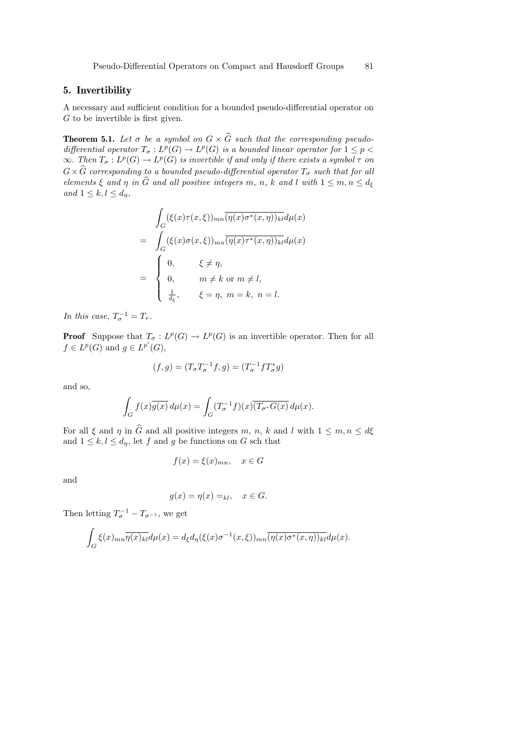## 5. Invertibility

A necessary and sufficient condition for a bounded pseudo-differential operator on $G$ to be invertible is first given.

**Theorem 5.1.** *Let $\sigma$ be a symbol on $G \times \widehat{G}$ such that the corresponding pseudo-differential operator $T_\sigma : L^p(G) \to L^p(G)$ is a bounded linear operator for $1 \le p < \infty$. Then $T_\sigma : L^p(G) \to L^p(G)$ is invertible if and only if there exists a symbol $\tau$ on $G \times \widehat{G}$ corresponding to a bounded pseudo-differential operator $T_\sigma$ such that for all elements $\xi$ and $\eta$ in $\widehat{G}$ and all positive integers $m$, $n$, $k$ and $l$ with $1 \le m, n \le d_\xi$ and $1 \le k, l \le d_\eta$,*

$$
\begin{aligned}
& \int_G (\xi(x)\tau(x,\xi))_{mn} \overline{(\eta(x)\sigma^*(x,\eta))_{kl}} d\mu(x) \\
= & \int_G (\xi(x)\sigma(x,\xi))_{mn} \overline{(\eta(x)\tau^*(x,\eta))_{kl}} d\mu(x) \\
= & \begin{cases} 0, & \xi \neq \eta, \\ 0, & m \neq k \text{ or } m \neq l, \\ \frac{1}{d_\xi}, & \xi = \eta,\ m = k,\ n = l. \end{cases}
\end{aligned}
$$

*In this case, $T_\sigma^{-1} = T_\tau$.*

**Proof** Suppose that $T_\sigma : L^p(G) \to L^p(G)$ is an invertible operator. Then for all $f \in L^p(G)$ and $g \in L^{p'}(G)$,

$$(f, g) = (T_\sigma T_\sigma^{-1} f, g) = (T_\sigma^{-1} f T_\sigma^* g)$$

and so,

$$\int_G f(x)\overline{g(x)}\, d\mu(x) = \int_G (T_\sigma^{-1} f)(x)\overline{(T_{\sigma^*} G(x)}\, d\mu(x).$$

For all $\xi$ and $\eta$ in $\widehat{G}$ and all positive integers $m$, $n$, $k$ and $l$ with $1 \le m, n \le d\xi$ and $1 \le k, l \le d_\eta$, let $f$ and $g$ be functions on $G$ sch that

$$f(x) = \xi(x)_{mn}, \quad x \in G$$

and

$$g(x) = \eta(x) =_{kl}, \quad x \in G.$$

Then letting $T_\sigma^{-1} - T_{\sigma^{-1}}$, we get

$$\int_G \xi(x)_{mn}\overline{\eta(x)_{kl}} d\mu(x) = d_\xi d_\eta (\xi(x)\sigma^{-1}(x,\xi))_{mn}\overline{(\eta(x)\sigma^*(x,\eta))_{kl}} d\mu(x).$$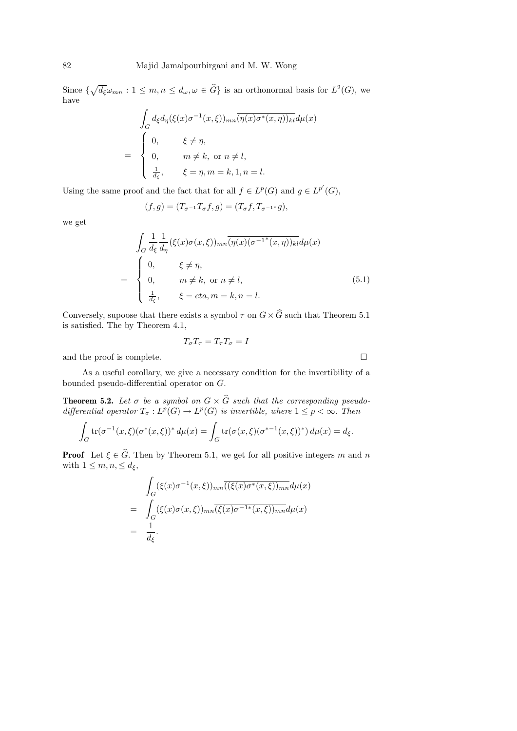Since $\{\sqrt{d_\xi}\omega_{mn} : 1 \leq m, n \leq d_\omega, \omega \in \widehat{G}\}$ is an orthonormal basis for $L^2(G)$, we have

$$
\begin{aligned}
&\int_G d_\xi d_\eta (\xi(x)\sigma^{-1}(x,\xi))_{mn}\overline{(\eta(x)\sigma^*(x,\eta))_{kl}}d\mu(x) \\
&= \begin{cases} 0, & \xi \neq \eta, \\ 0, & m \neq k, \text{ or } n \neq l, \\ \frac{1}{d_\xi}, & \xi = \eta, m = k, 1, n = l. \end{cases}
\end{aligned}
$$

Using the same proof and the fact that for all $f \in L^p(G)$ and $g \in L^{p'}(G)$,

$$(f, g) = (T_{\sigma^{-1}}T_\sigma f, g) = (T_\sigma f, T_{\sigma^{-1*}}g),$$

we get

$$
\begin{aligned}
&\int_G \frac{1}{d_\xi}\frac{1}{d_\eta}(\xi(x)\sigma(x,\xi))_{mn}\overline{(\eta(x)(\sigma^{-1^*}(x,\eta))_{kl}}d\mu(x) \\
&= \begin{cases} 0, & \xi \neq \eta, \\ 0, & m \neq k, \text{ or } n \neq l, \\ \frac{1}{d_\xi}, & \xi = eta, m = k, n = l. \end{cases} \qquad (5.1)
\end{aligned}
$$

Conversely, supoose that there exists a symbol $\tau$ on $G \times \widehat{G}$ such that Theorem 5.1 is satisfied. The by Theorem 4.1,

$$T_\sigma T_\tau = T_\tau T_\sigma = I$$

and the proof is complete. □

As a useful corollary, we give a necessary condition for the invertibility of a bounded pseudo-differential operator on $G$.

**Theorem 5.2.** *Let $\sigma$ be a symbol on $G \times \widehat{G}$ such that the corresponding pseudo-differential operator $T_\sigma : L^p(G) \to L^p(G)$ is invertible, where $1 \leq p < \infty$. Then*

$$\int_G \operatorname{tr}(\sigma^{-1}(x,\xi)(\sigma^*(x,\xi))^*\, d\mu(x) = \int_G \operatorname{tr}(\sigma(x,\xi)(\sigma^{*-1}(x,\xi))^*)\, d\mu(x) = d_\xi.$$

**Proof** Let $\xi \in \widehat{G}$. Then by Theorem 5.1, we get for all positive integers $m$ and $n$ with $1 \leq m, n, \leq d_\xi$,

$$
\begin{aligned}
&\int_G (\xi(x)\sigma^{-1}(x,\xi))_{mn}\overline{((\xi(x)\sigma^*(x,\xi))_{mn}}d\mu(x) \\
&= \int_G (\xi(x)\sigma(x,\xi))_{mn}\overline{(\xi(x)\sigma^{-1*}(x,\xi))_{mn}}d\mu(x) \\
&= \frac{1}{d_\xi}.
\end{aligned}
$$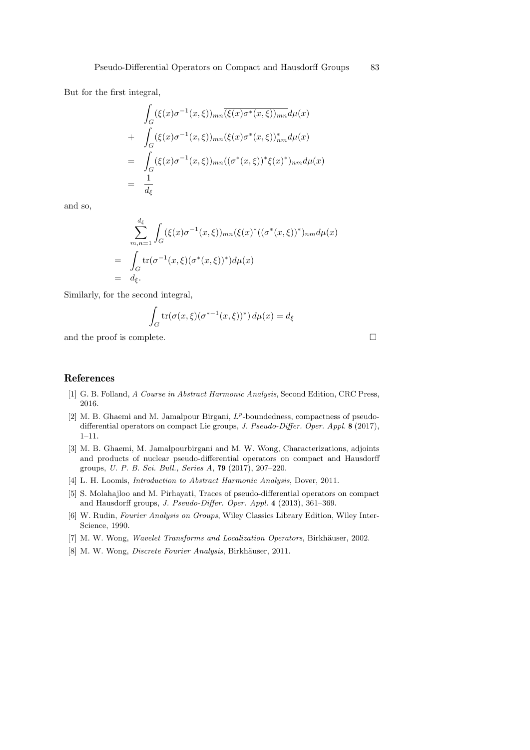But for the first integral,

$$
\begin{aligned}
& \int_G (\xi(x)\sigma^{-1}(x,\xi))_{mn} \overline{(\xi(x)\sigma^*(x,\xi))_{mn}} d\mu(x) \\
+ & \int_G (\xi(x)\sigma^{-1}(x,\xi))_{mn} (\xi(x)\sigma^*(x,\xi))^*_{nm} d\mu(x) \\
= & \int_G (\xi(x)\sigma^{-1}(x,\xi))_{mn} ((\sigma^*(x,\xi))^* \xi(x)^*)_{nm} d\mu(x) \\
= & \frac{1}{d_\xi}
\end{aligned}
$$

and so,

$$
\begin{aligned}
& \sum_{m,n=1}^{d_\xi} \int_G (\xi(x)\sigma^{-1}(x,\xi))_{mn} (\xi(x)^* ((\sigma^*(x,\xi))^*)_{nm} d\mu(x) \\
= & \int_G \operatorname{tr}(\sigma^{-1}(x,\xi)(\sigma^*(x,\xi))^*) d\mu(x) \\
= & d_\xi.
\end{aligned}
$$

Similarly, for the second integral,

$$
\int_G \operatorname{tr}(\sigma(x,\xi)(\sigma^{*-1}(x,\xi))^*)\, d\mu(x) = d_\xi
$$

and the proof is complete. □

## References

[1] G. B. Folland, *A Course in Abstract Harmonic Analysis*, Second Edition, CRC Press, 2016.

[2] M. B. Ghaemi and M. Jamalpour Birgani, $L^p$-boundedness, compactness of pseudo-differential operators on compact Lie groups, *J. Pseudo-Differ. Oper. Appl.* **8** (2017), 1–11.

[3] M. B. Ghaemi, M. Jamalpourbirgani and M. W. Wong, Characterizations, adjoints and products of nuclear pseudo-differential operators on compact and Hausdorff groups, *U. P. B. Sci. Bull., Series A,* **79** (2017), 207–220.

[4] L. H. Loomis, *Introduction to Abstract Harmonic Analysis*, Dover, 2011.

[5] S. Molahajloo and M. Pirhayati, Traces of pseudo-differential operators on compact and Hausdorff groups, *J. Pseudo-Differ. Oper. Appl.* **4** (2013), 361–369.

[6] W. Rudin, *Fourier Analysis on Groups*, Wiley Classics Library Edition, Wiley Inter-Science, 1990.

[7] M. W. Wong, *Wavelet Transforms and Localization Operators*, Birkhäuser, 2002.

[8] M. W. Wong, *Discrete Fourier Analysis*, Birkhäuser, 2011.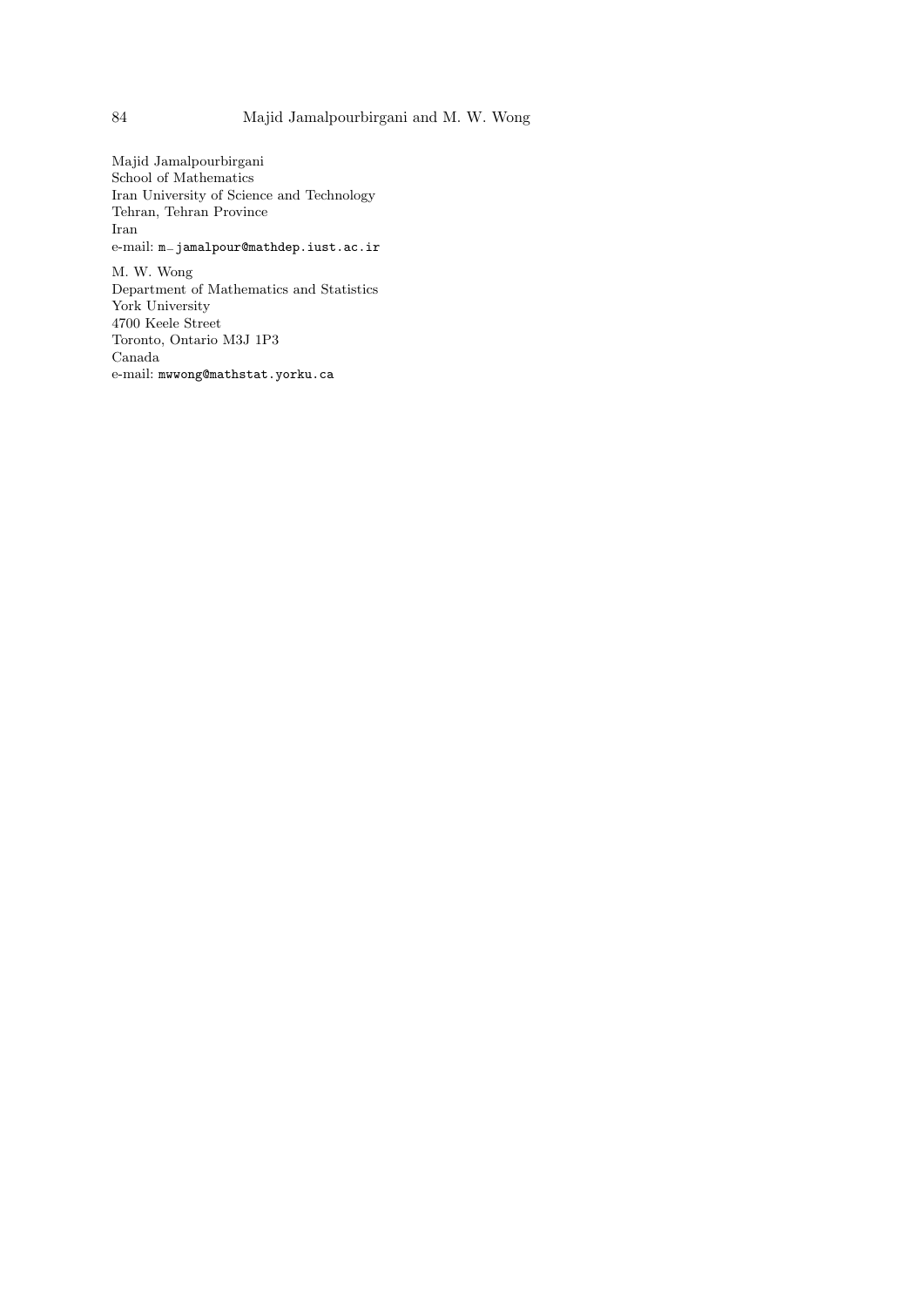Majid Jamalpourbirgani
School of Mathematics
Iran University of Science and Technology
Tehran, Tehran Province
Iran
e-mail: `m_jamalpour@mathdep.iust.ac.ir`

M. W. Wong
Department of Mathematics and Statistics
York University
4700 Keele Street
Toronto, Ontario M3J 1P3
Canada
e-mail: `mwwong@mathstat.yorku.ca`